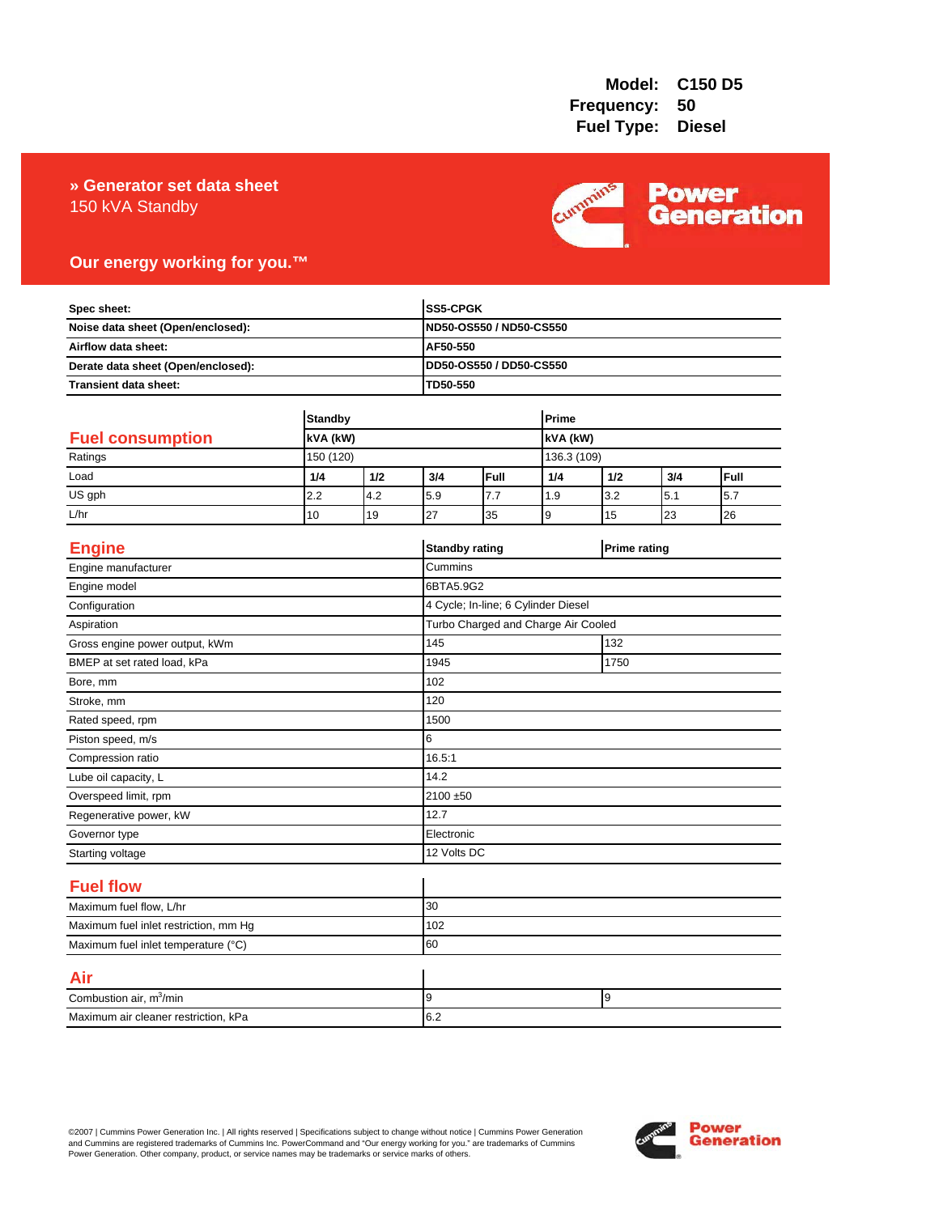**Model:** C150 D5
**Frequency:** 50
**Fuel Type:** Diesel

# » Generator set data sheet

150 kVA Standby

**Our energy working for you.™**

| | |
|---|---|
| **Spec sheet:** | **SS5-CPGK** |
| **Noise data sheet (Open/enclosed):** | **ND50-OS550 / ND50-CS550** |
| **Airflow data sheet:** | **AF50-550** |
| **Derate data sheet (Open/enclosed):** | **DD50-OS550 / DD50-CS550** |
| **Transient data sheet:** | **TD50-550** |

## Fuel consumption

| | Standby | | | | Prime | | | |
|---|---|---|---|---|---|---|---|---|
| | kVA (kW) | | | | kVA (kW) | | | |
| Ratings | 150 (120) | | | | 136.3 (109) | | | |
| Load | 1/4 | 1/2 | 3/4 | Full | 1/4 | 1/2 | 3/4 | Full |
| US gph | 2.2 | 4.2 | 5.9 | 7.7 | 1.9 | 3.2 | 5.1 | 5.7 |
| L/hr | 10 | 19 | 27 | 35 | 9 | 15 | 23 | 26 |

## Engine

| | Standby rating | Prime rating |
|---|---|---|
| Engine manufacturer | Cummins | |
| Engine model | 6BTA5.9G2 | |
| Configuration | 4 Cycle; In-line; 6 Cylinder Diesel | |
| Aspiration | Turbo Charged and Charge Air Cooled | |
| Gross engine power output, kWm | 145 | 132 |
| BMEP at set rated load, kPa | 1945 | 1750 |
| Bore, mm | 102 | |
| Stroke, mm | 120 | |
| Rated speed, rpm | 1500 | |
| Piston speed, m/s | 6 | |
| Compression ratio | 16.5:1 | |
| Lube oil capacity, L | 14.2 | |
| Overspeed limit, rpm | 2100 ±50 | |
| Regenerative power, kW | 12.7 | |
| Governor type | Electronic | |
| Starting voltage | 12 Volts DC | |

## Fuel flow

| | |
|---|---|
| Maximum fuel flow, L/hr | 30 |
| Maximum fuel inlet restriction, mm Hg | 102 |
| Maximum fuel inlet temperature (°C) | 60 |

## Air

| | | |
|---|---|---|
| Combustion air, $m^3$/min | 9 | 9 |
| Maximum air cleaner restriction, kPa | 6.2 | |

©2007 | Cummins Power Generation Inc. | All rights reserved | Specifications subject to change without notice | Cummins Power Generation and Cummins are registered trademarks of Cummins Inc. PowerCommand and "Our energy working for you." are trademarks of Cummins Power Generation. Other company, product, or service names may be trademarks or service marks of others.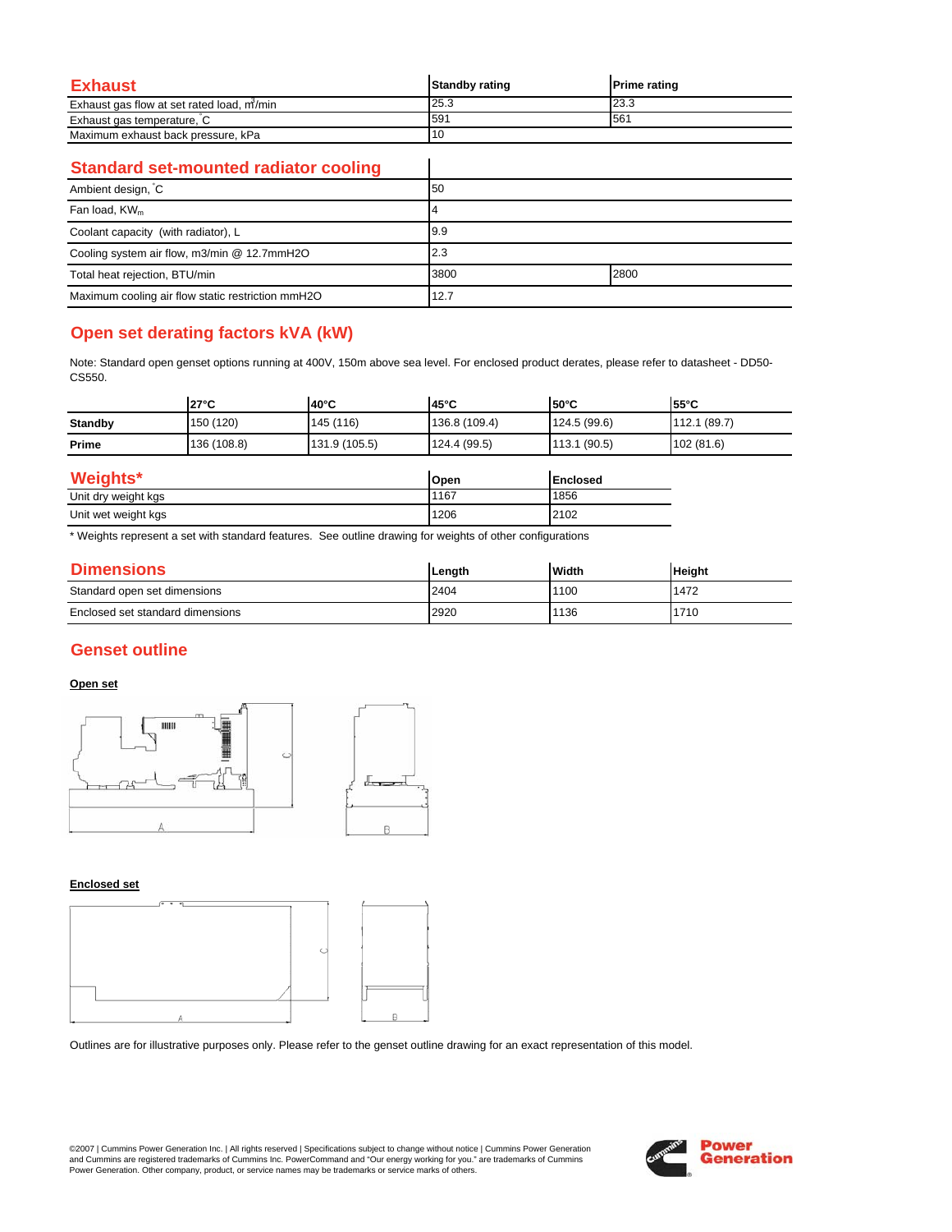## Exhaust

| Exhaust | Standby rating | Prime rating |
|---|---|---|
| Exhaust gas flow at set rated load, $m^3$/min | 25.3 | 23.3 |
| Exhaust gas temperature, °C | 591 | 561 |
| Maximum exhaust back pressure, kPa | 10 | |

## Standard set-mounted radiator cooling

| Standard set-mounted radiator cooling | | |
|---|---|---|
| Ambient design, °C | 50 | |
| Fan load, $KW_m$ | 4 | |
| Coolant capacity (with radiator), L | 9.9 | |
| Cooling system air flow, m3/min @ 12.7mmH2O | 2.3 | |
| Total heat rejection, BTU/min | 3800 | 2800 |
| Maximum cooling air flow static restriction mmH2O | 12.7 | |

## Open set derating factors kVA (kW)

Note: Standard open genset options running at 400V, 150m above sea level. For enclosed product derates, please refer to datasheet - DD50-CS550.

| | 27°C | 40°C | 45°C | 50°C | 55°C |
|---|---|---|---|---|---|
| **Standby** | 150 (120) | 145 (116) | 136.8 (109.4) | 124.5 (99.6) | 112.1 (89.7) |
| **Prime** | 136 (108.8) | 131.9 (105.5) | 124.4 (99.5) | 113.1 (90.5) | 102 (81.6) |

## Weights*

| Weights* | Open | Enclosed |
|---|---|---|
| Unit dry weight kgs | 1167 | 1856 |
| Unit wet weight kgs | 1206 | 2102 |

* Weights represent a set with standard features. See outline drawing for weights of other configurations

## Dimensions

| Dimensions | Length | Width | Height |
|---|---|---|---|
| Standard open set dimensions | 2404 | 1100 | 1472 |
| Enclosed set standard dimensions | 2920 | 1136 | 1710 |

## Genset outline

**Open set**

**Enclosed set**

Outlines are for illustrative purposes only. Please refer to the genset outline drawing for an exact representation of this model.

©2007 | Cummins Power Generation Inc. | All rights reserved | Specifications subject to change without notice | Cummins Power Generation and Cummins are registered trademarks of Cummins Inc. PowerCommand and "Our energy working for you." are trademarks of Cummins Power Generation. Other company, product, or service names may be trademarks or service marks of others.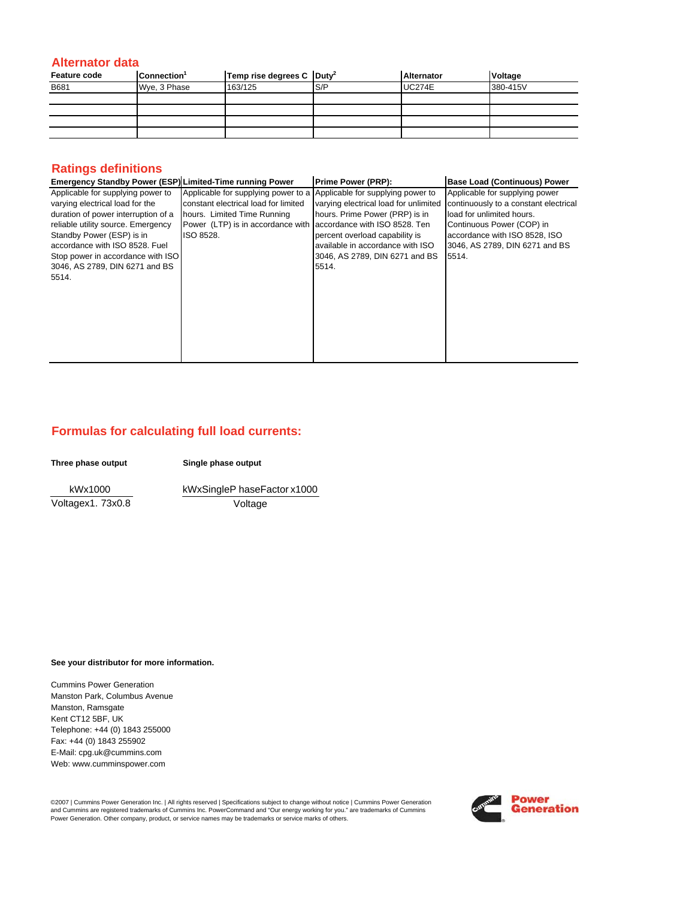## Alternator data

| Feature code | Connection[1] | Temp rise degrees C | Duty[2] | Alternator | Voltage |
|---|---|---|---|---|---|
| B681 | Wye, 3 Phase | 163/125 | S/P | UC274E | 380-415V |
| | | | | | |
| | | | | | |
| | | | | | |
| | | | | | |

## Ratings definitions

| Emergency Standby Power (ESP) | Limited-Time running Power | Prime Power (PRP): | Base Load (Continuous) Power |
|---|---|---|---|
| Applicable for supplying power to varying electrical load for the duration of power interruption of a reliable utility source. Emergency Standby Power (ESP) is in accordance with ISO 8528. Fuel Stop power in accordance with ISO 3046, AS 2789, DIN 6271 and BS 5514. | Applicable for supplying power to a constant electrical load for limited hours. Limited Time Running Power (LTP) is in accordance with ISO 8528. | Applicable for supplying power to varying electrical load for unlimited hours. Prime Power (PRP) is in accordance with ISO 8528. Ten percent overload capability is available in accordance with ISO 3046, AS 2789, DIN 6271 and BS 5514. | Applicable for supplying power continuously to a constant electrical load for unlimited hours. Continuous Power (COP) in accordance with ISO 8528, ISO 3046, AS 2789, DIN 6271 and BS 5514. |

## Formulas for calculating full load currents:

**Three phase output**

$$\frac{kW \times 1000}{Voltage \times 1.73 \times 0.8}$$

**Single phase output**

$$\frac{kW \times SinglePhaseFactor \times 1000}{Voltage}$$

**See your distributor for more information.**

Cummins Power Generation
Manston Park, Columbus Avenue
Manston, Ramsgate
Kent CT12 5BF, UK
Telephone: +44 (0) 1843 255000
Fax: +44 (0) 1843 255902
E-Mail: cpg.uk@cummins.com
Web: www.cumminspower.com

©2007 | Cummins Power Generation Inc. | All rights reserved | Specifications subject to change without notice | Cummins Power Generation and Cummins are registered trademarks of Cummins Inc. PowerCommand and "Our energy working for you." are trademarks of Cummins Power Generation. Other company, product, or service names may be trademarks or service marks of others.